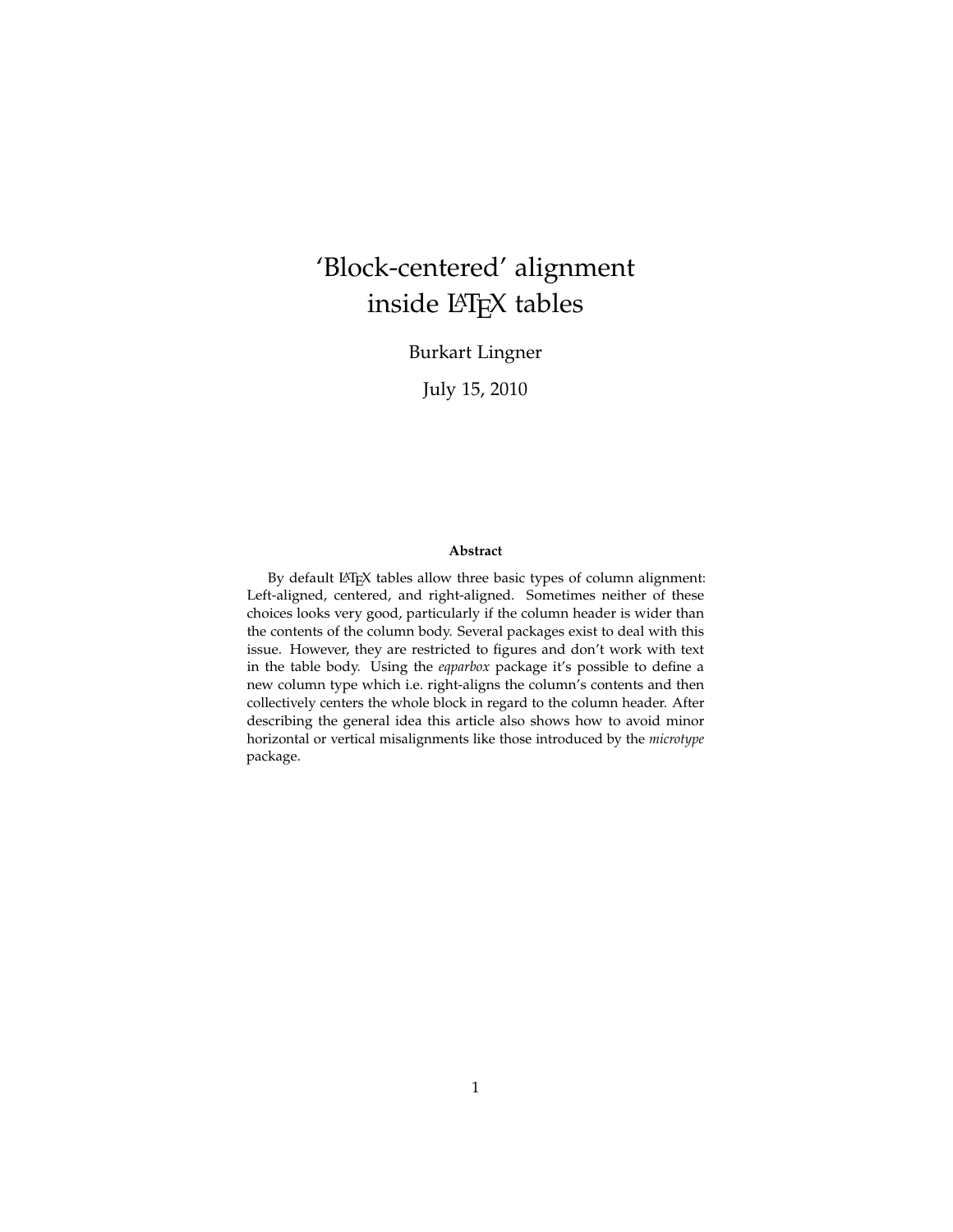# 'Block-centered' alignment inside LaTeX tables

Burkart Lingner

July 15, 2010

**Abstract**

By default LaTeX tables allow three basic types of column alignment: Left-aligned, centered, and right-aligned. Sometimes neither of these choices looks very good, particularly if the column header is wider than the contents of the column body. Several packages exist to deal with this issue. However, they are restricted to figures and don't work with text in the table body. Using the *eqparbox* package it's possible to define a new column type which i.e. right-aligns the column's contents and then collectively centers the whole block in regard to the column header. After describing the general idea this article also shows how to avoid minor horizontal or vertical misalignments like those introduced by the *microtype* package.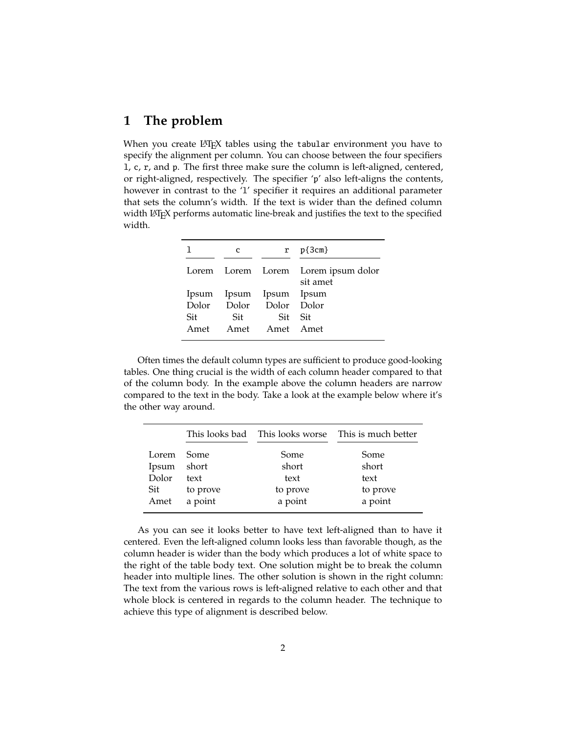## 1 The problem

When you create LaTeX tables using the `tabular` environment you have to specify the alignment per column. You can choose between the four specifiers `l`, `c`, `r`, and `p`. The first three make sure the column is left-aligned, centered, or right-aligned, respectively. The specifier '`p`' also left-aligns the contents, however in contrast to the '`l`' specifier it requires an additional parameter that sets the column's width. If the text is wider than the defined column width LaTeX performs automatic line-break and justifies the text to the specified width.

| `l` | `c` | `r` | `p{3cm}` |
|:---|:---:|---:|:---|
| Lorem | Lorem | Lorem | Lorem ipsum dolor sit amet |
| Ipsum | Ipsum | Ipsum | Ipsum |
| Dolor | Dolor | Dolor | Dolor |
| Sit | Sit | Sit | Sit |
| Amet | Amet | Amet | Amet |

Often times the default column types are sufficient to produce good-looking tables. One thing crucial is the width of each column header compared to that of the column body. In the example above the column headers are narrow compared to the text in the body. Take a look at the example below where it's the other way around.

| | This looks bad | This looks worse | This is much better |
|:---|:---|:---:|:---|
| Lorem | Some | Some | Some |
| Ipsum | short | short | short |
| Dolor | text | text | text |
| Sit | to prove | to prove | to prove |
| Amet | a point | a point | a point |

As you can see it looks better to have text left-aligned than to have it centered. Even the left-aligned column looks less than favorable though, as the column header is wider than the body which produces a lot of white space to the right of the table body text. One solution might be to break the column header into multiple lines. The other solution is shown in the right column: The text from the various rows is left-aligned relative to each other and that whole block is centered in regards to the column header. The technique to achieve this type of alignment is described below.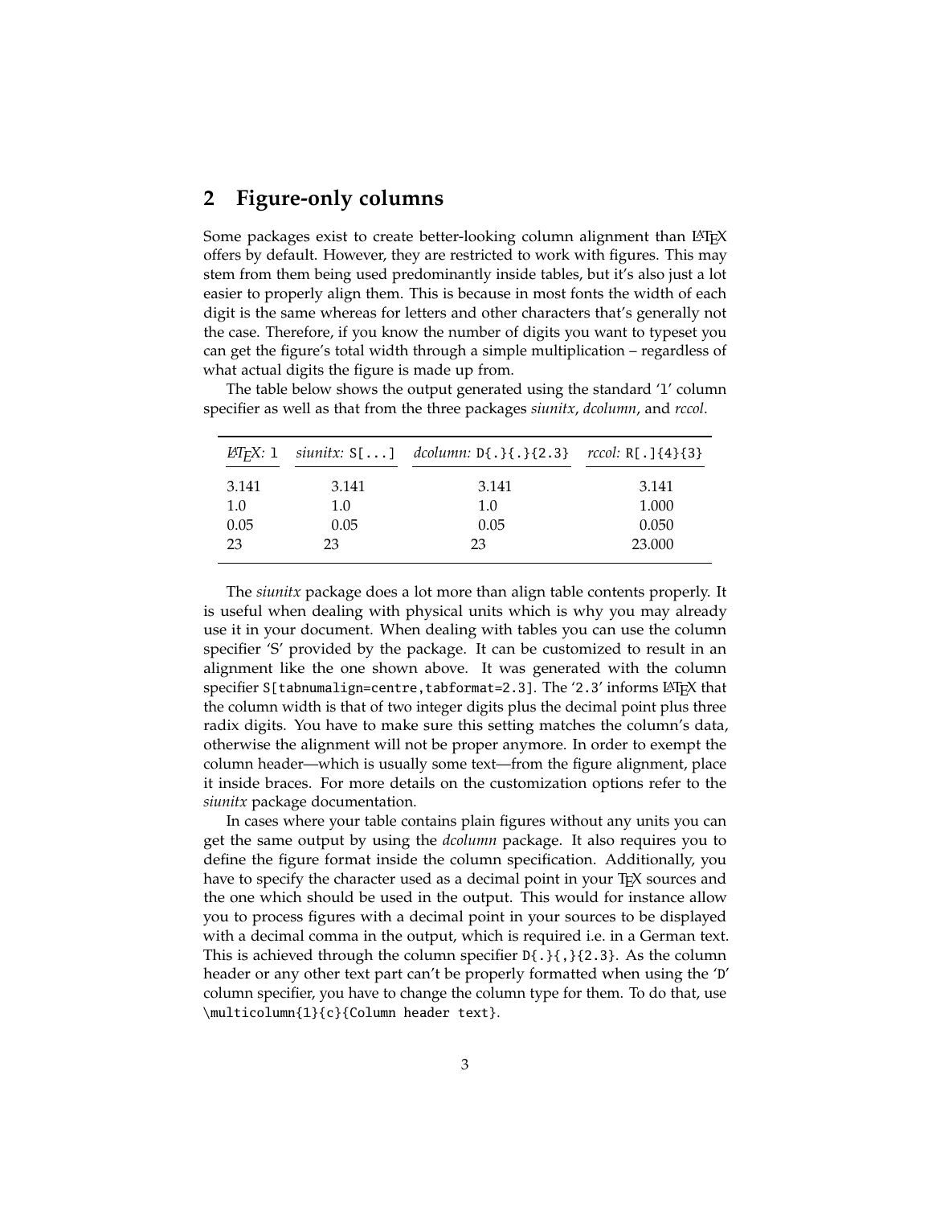## 2 Figure-only columns

Some packages exist to create better-looking column alignment than LaTeX offers by default. However, they are restricted to work with figures. This may stem from them being used predominantly inside tables, but it's also just a lot easier to properly align them. This is because in most fonts the width of each digit is the same whereas for letters and other characters that's generally not the case. Therefore, if you know the number of digits you want to typeset you can get the figure's total width through a simple multiplication – regardless of what actual digits the figure is made up from.

The table below shows the output generated using the standard '`l`' column specifier as well as that from the three packages *siunitx*, *dcolumn*, and *rccol*.

| *LaTeX:* `l` | *siunitx:* `S[...]` | *dcolumn:* `D{.}{.}{2.3}` | *rccol:* `R[.]{4}{3}` |
|---|---|---|---|
| 3.141 | 3.141 | 3.141 | 3.141 |
| 1.0 | 1.0 | 1.0 | 1.000 |
| 0.05 | 0.05 | 0.05 | 0.050 |
| 23 | 23 | 23 | 23.000 |

The *siunitx* package does a lot more than align table contents properly. It is useful when dealing with physical units which is why you may already use it in your document. When dealing with tables you can use the column specifier '`S`' provided by the package. It can be customized to result in an alignment like the one shown above. It was generated with the column specifier `S[tabnumalign=centre,tabformat=2.3]`. The '`2.3`' informs LaTeX that the column width is that of two integer digits plus the decimal point plus three radix digits. You have to make sure this setting matches the column's data, otherwise the alignment will not be proper anymore. In order to exempt the column header—which is usually some text—from the figure alignment, place it inside braces. For more details on the customization options refer to the *siunitx* package documentation.

In cases where your table contains plain figures without any units you can get the same output by using the *dcolumn* package. It also requires you to define the figure format inside the column specification. Additionally, you have to specify the character used as a decimal point in your TeX sources and the one which should be used in the output. This would for instance allow you to process figures with a decimal point in your sources to be displayed with a decimal comma in the output, which is required i.e. in a German text. This is achieved through the column specifier `D{.}{,}{2.3}`. As the column header or any other text part can't be properly formatted when using the '`D`' column specifier, you have to change the column type for them. To do that, use `\multicolumn{1}{c}{Column header text}`.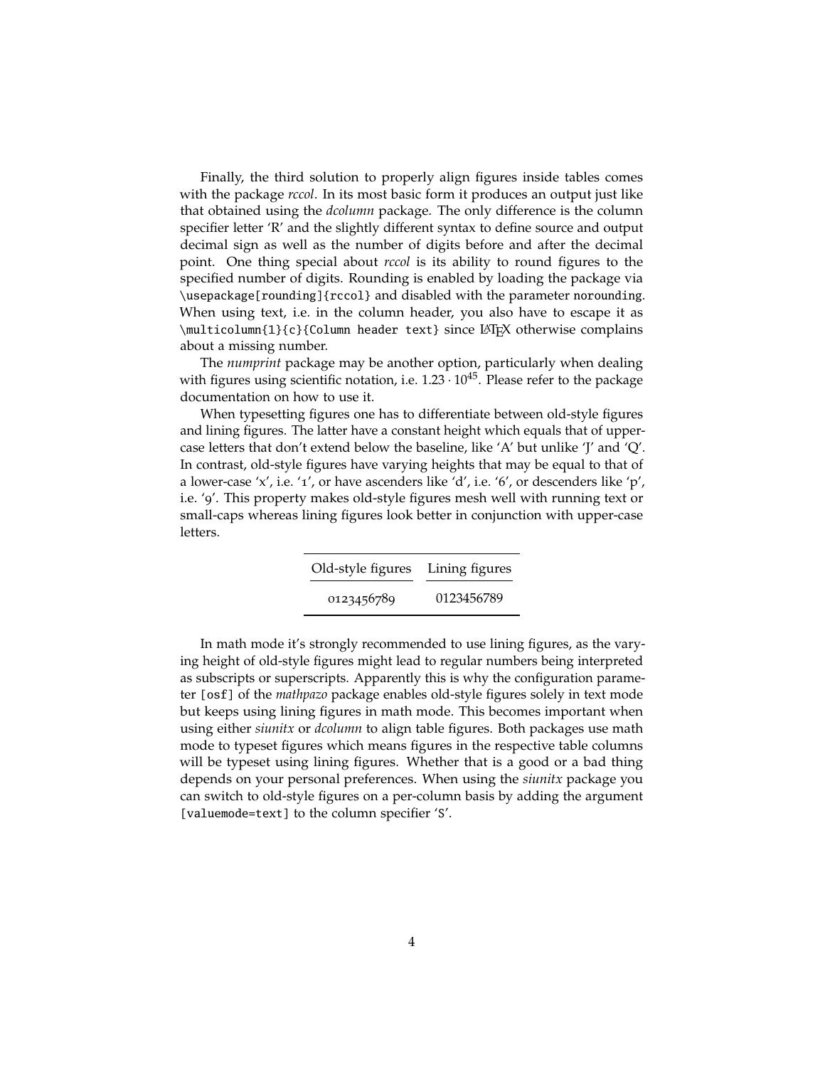Finally, the third solution to properly align figures inside tables comes with the package *rccol*. In its most basic form it produces an output just like that obtained using the *dcolumn* package. The only difference is the column specifier letter 'R' and the slightly different syntax to define source and output decimal sign as well as the number of digits before and after the decimal point. One thing special about *rccol* is its ability to round figures to the specified number of digits. Rounding is enabled by loading the package via `\usepackage[rounding]{rccol}` and disabled with the parameter `norounding`. When using text, i.e. in the column header, you also have to escape it as `\multicolumn{1}{c}{Column header text}` since LaTeX otherwise complains about a missing number.

The *numprint* package may be another option, particularly when dealing with figures using scientific notation, i.e. $1.23 \cdot 10^{45}$. Please refer to the package documentation on how to use it.

When typesetting figures one has to differentiate between old-style figures and lining figures. The latter have a constant height which equals that of upper-case letters that don't extend below the baseline, like 'A' but unlike 'J' and 'Q'. In contrast, old-style figures have varying heights that may be equal to that of a lower-case 'x', i.e. '1', or have ascenders like 'd', i.e. '6', or descenders like 'p', i.e. '9'. This property makes old-style figures mesh well with running text or small-caps whereas lining figures look better in conjunction with upper-case letters.

| Old-style figures | Lining figures |
|---|---|
| 0123456789 | 0123456789 |

In math mode it's strongly recommended to use lining figures, as the varying height of old-style figures might lead to regular numbers being interpreted as subscripts or superscripts. Apparently this is why the configuration parameter `[osf]` of the *mathpazo* package enables old-style figures solely in text mode but keeps using lining figures in math mode. This becomes important when using either *siunitx* or *dcolumn* to align table figures. Both packages use math mode to typeset figures which means figures in the respective table columns will be typeset using lining figures. Whether that is a good or a bad thing depends on your personal preferences. When using the *siunitx* package you can switch to old-style figures on a per-column basis by adding the argument `[valuemode=text]` to the column specifier '`S`'.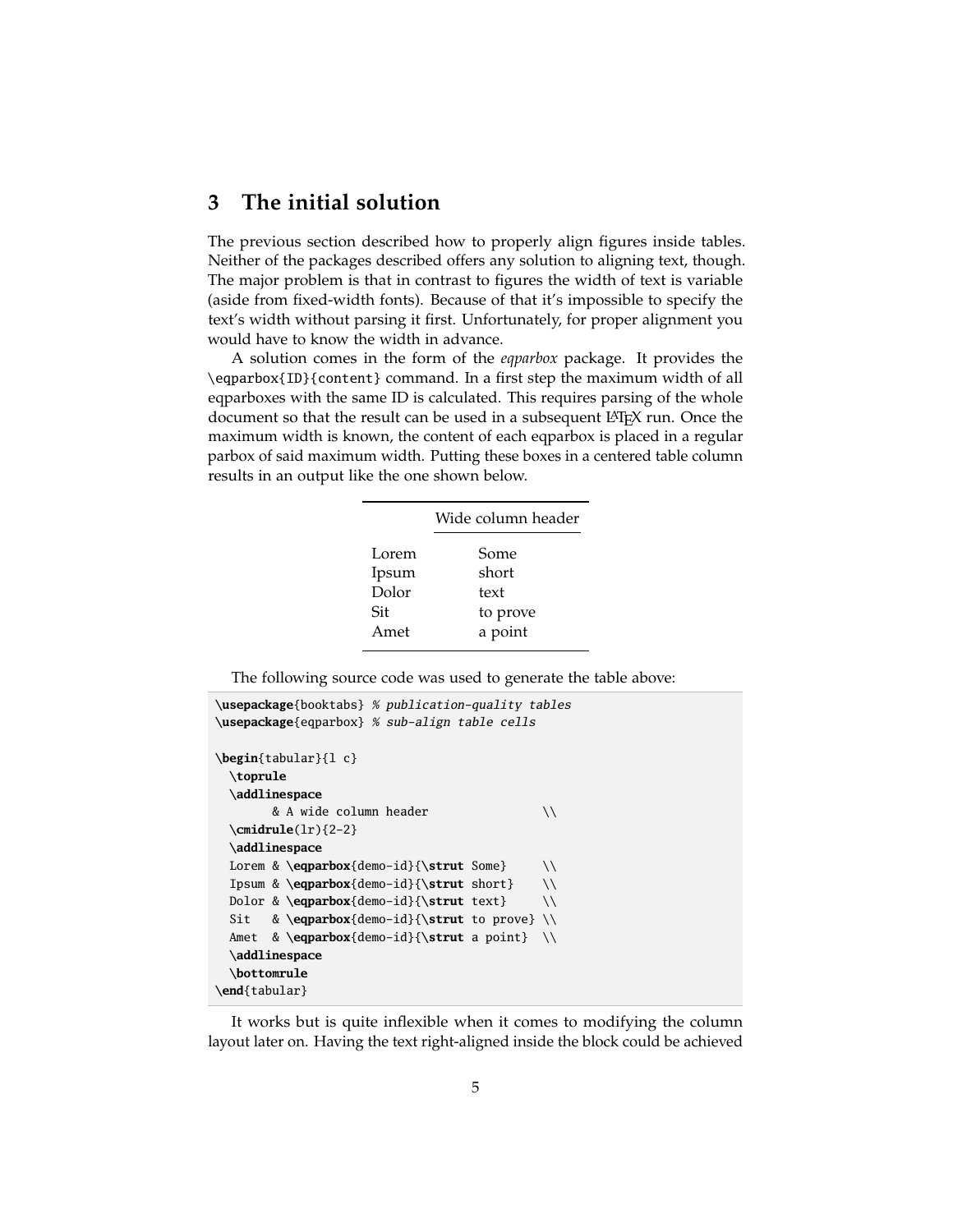## 3 The initial solution

The previous section described how to properly align figures inside tables. Neither of the packages described offers any solution to aligning text, though. The major problem is that in contrast to figures the width of text is variable (aside from fixed-width fonts). Because of that it's impossible to specify the text's width without parsing it first. Unfortunately, for proper alignment you would have to know the width in advance.

A solution comes in the form of the *eqparbox* package. It provides the `\eqparbox{ID}{content}` command. In a first step the maximum width of all eqparboxes with the same ID is calculated. This requires parsing of the whole document so that the result can be used in a subsequent LaTeX run. Once the maximum width is known, the content of each eqparbox is placed in a regular parbox of said maximum width. Putting these boxes in a centered table column results in an output like the one shown below.

| | Wide column header |
|---|---|
| Lorem | Some |
| Ipsum | short |
| Dolor | text |
| Sit | to prove |
| Amet | a point |

The following source code was used to generate the table above:

```
\usepackage{booktabs} % publication-quality tables
\usepackage{eqparbox} % sub-align table cells

\begin{tabular}{l c}
  \toprule
  \addlinespace
        & A wide column header               \\
  \cmidrule(lr){2-2}
  \addlinespace
  Lorem & \eqparbox{demo-id}{\strut Some}     \\
  Ipsum & \eqparbox{demo-id}{\strut short}    \\
  Dolor & \eqparbox{demo-id}{\strut text}     \\
  Sit   & \eqparbox{demo-id}{\strut to prove} \\
  Amet  & \eqparbox{demo-id}{\strut a point}  \\
  \addlinespace
  \bottomrule
\end{tabular}
```

It works but is quite inflexible when it comes to modifying the column layout later on. Having the text right-aligned inside the block could be achieved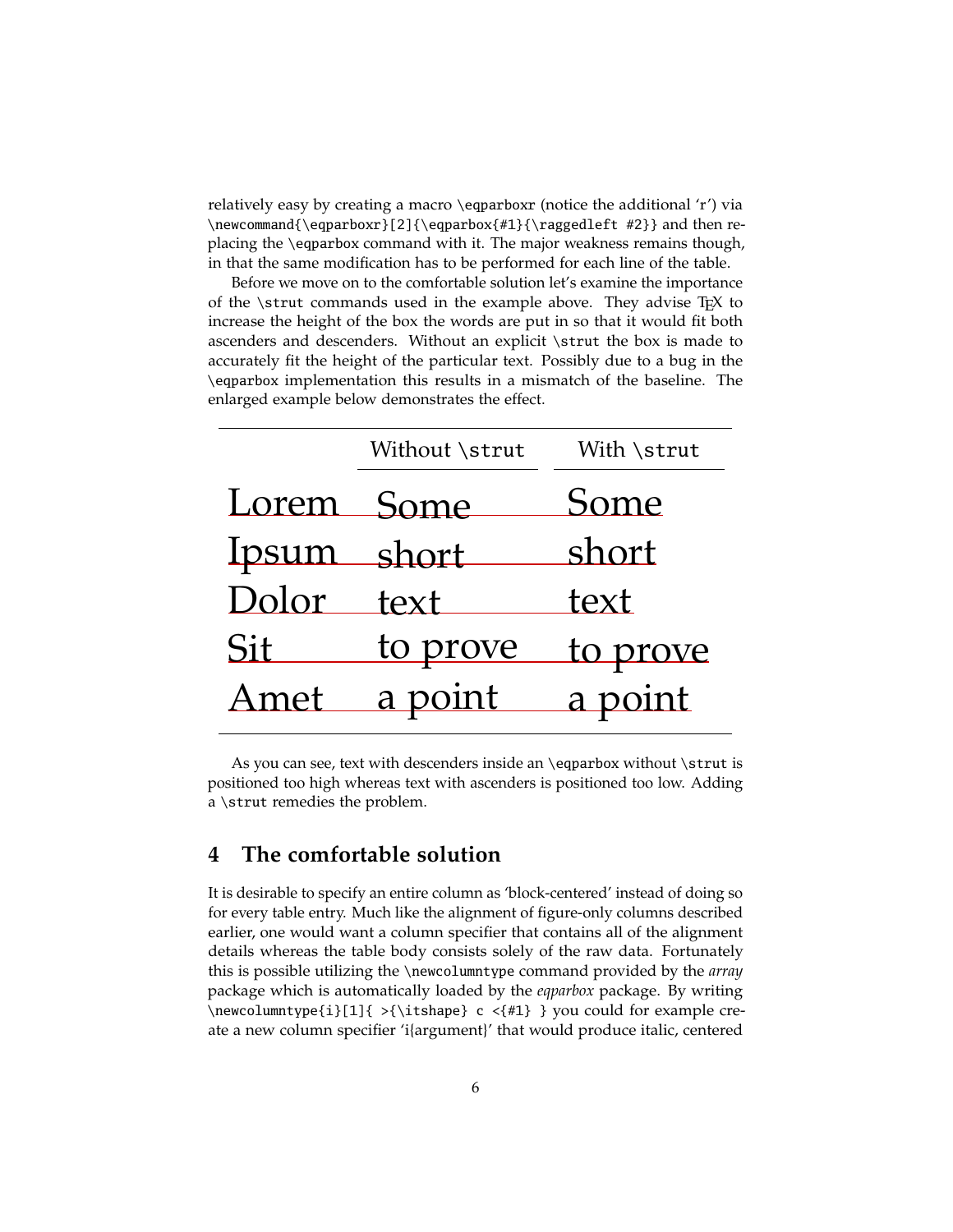relatively easy by creating a macro `\eqparboxr` (notice the additional 'r') via `\newcommand{\eqparboxr}[2]{\eqparbox{#1}{\raggedleft #2}}` and then replacing the `\eqparbox` command with it. The major weakness remains though, in that the same modification has to be performed for each line of the table.

Before we move on to the comfortable solution let's examine the importance of the `\strut` commands used in the example above. They advise TEX to increase the height of the box the words are put in so that it would fit both ascenders and descenders. Without an explicit `\strut` the box is made to accurately fit the height of the particular text. Possibly due to a bug in the `\eqparbox` implementation this results in a mismatch of the baseline. The enlarged example below demonstrates the effect.

| | Without `\strut` | With `\strut` |
|---|---|---|
| Lorem | Some | Some |
| Ipsum | short | short |
| Dolor | text | text |
| Sit | to prove | to prove |
| Amet | a point | a point |

As you can see, text with descenders inside an `\eqparbox` without `\strut` is positioned too high whereas text with ascenders is positioned too low. Adding a `\strut` remedies the problem.

## 4 The comfortable solution

It is desirable to specify an entire column as 'block-centered' instead of doing so for every table entry. Much like the alignment of figure-only columns described earlier, one would want a column specifier that contains all of the alignment details whereas the table body consists solely of the raw data. Fortunately this is possible utilizing the `\newcolumntype` command provided by the *array* package which is automatically loaded by the *eqparbox* package. By writing `\newcolumntype{i}[1]{ >{\itshape} c <{#1} }` you could for example create a new column specifier 'i{argument}' that would produce italic, centered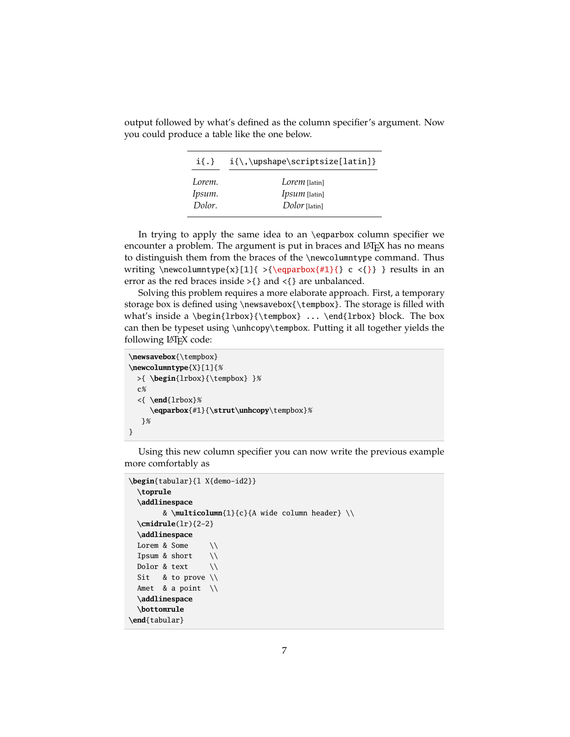output followed by what's defined as the column specifier's argument. Now you could produce a table like the one below.

| `i{.}` | `i{\,\upshape\scriptsize[latin]}` |
|---|---|
| *Lorem.* | *Lorem* [latin] |
| *Ipsum.* | *Ipsum* [latin] |
| *Dolor.* | *Dolor* [latin] |

In trying to apply the same idea to an `\eqparbox` column specifier we encounter a problem. The argument is put in braces and LaTeX has no means to distinguish them from the braces of the `\newcolumntype` command. Thus writing `\newcolumntype{x}[1]{ >{\eqparbox{#1}{} c <{}} }` results in an error as the red braces inside `>{}` and `<{}` are unbalanced.

Solving this problem requires a more elaborate approach. First, a temporary storage box is defined using `\newsavebox{\tempbox}`. The storage is filled with what's inside a `\begin{lrbox}{\tempbox} ... \end{lrbox}` block. The box can then be typeset using `\unhcopy\tempbox`. Putting it all together yields the following LaTeX code:

```
\newsavebox{\tempbox}
\newcolumntype{X}[1]{%
  >{ \begin{lrbox}{\tempbox} }%
  c%
  <{ \end{lrbox}%
     \eqparbox{#1}{\strut\unhcopy\tempbox}%
   }%
}
```

Using this new column specifier you can now write the previous example more comfortably as

```
\begin{tabular}{l X{demo-id2}}
  \toprule
  \addlinespace
        & \multicolumn{1}{c}{A wide column header} \\
  \cmidrule(lr){2-2}
  \addlinespace
  Lorem & Some     \\
  Ipsum & short    \\
  Dolor & text     \\
  Sit   & to prove \\
  Amet  & a point  \\
  \addlinespace
  \bottomrule
\end{tabular}
```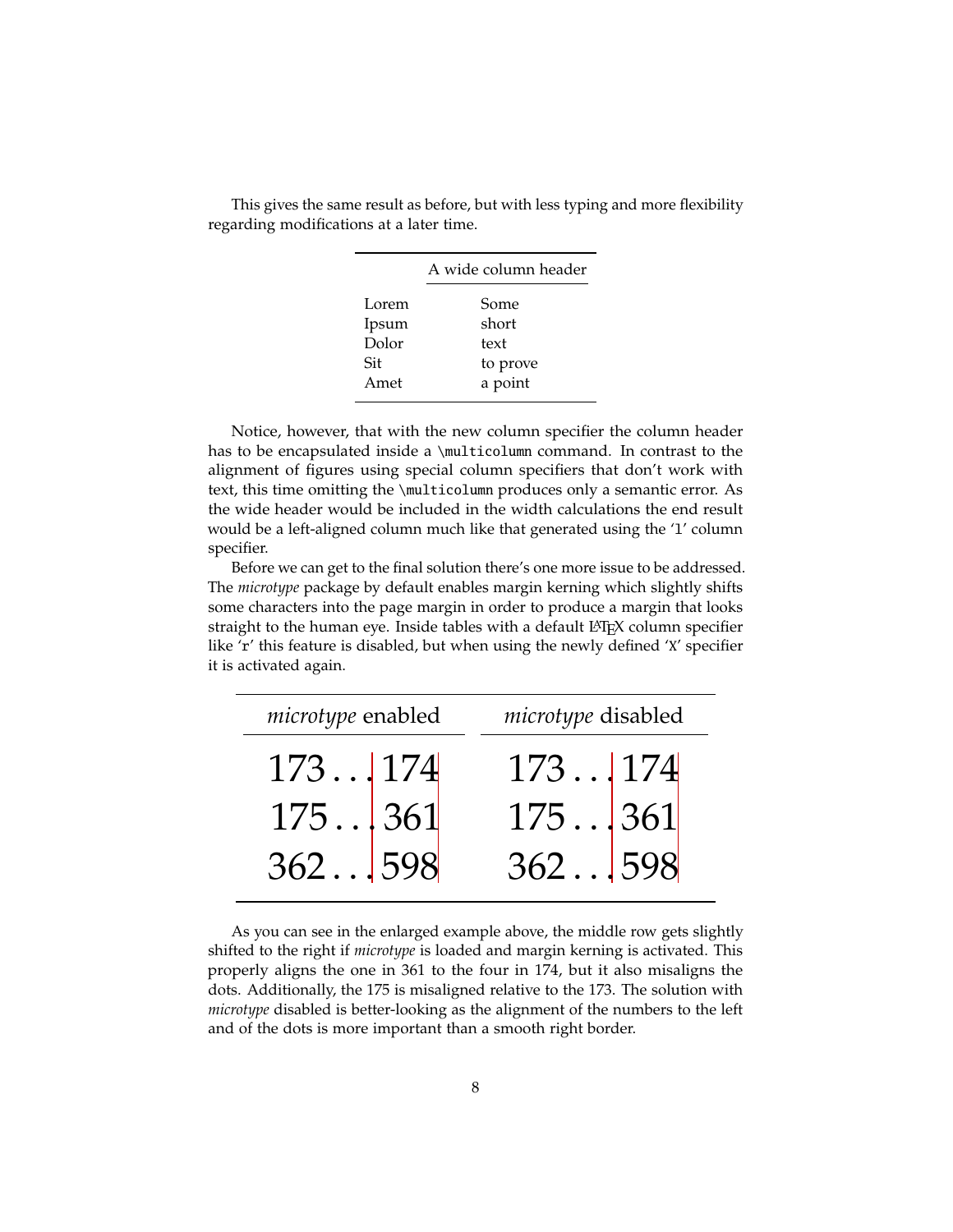This gives the same result as before, but with less typing and more flexibility regarding modifications at a later time.

| | A wide column header |
|---|---|
| Lorem | Some |
| Ipsum | short |
| Dolor | text |
| Sit | to prove |
| Amet | a point |

Notice, however, that with the new column specifier the column header has to be encapsulated inside a `\multicolumn` command. In contrast to the alignment of figures using special column specifiers that don't work with text, this time omitting the `\multicolumn` produces only a semantic error. As the wide header would be included in the width calculations the end result would be a left-aligned column much like that generated using the '`l`' column specifier.

Before we can get to the final solution there's one more issue to be addressed. The *microtype* package by default enables margin kerning which slightly shifts some characters into the page margin in order to produce a margin that looks straight to the human eye. Inside tables with a default LaTeX column specifier like '`r`' this feature is disabled, but when using the newly defined '`X`' specifier it is activated again.

| *microtype* enabled | *microtype* disabled |
|---|---|
| 173 . . . 174 | 173 . . . 174 |
| 175 . . . 361 | 175 . . . 361 |
| 362 . . . 598 | 362 . . . 598 |

As you can see in the enlarged example above, the middle row gets slightly shifted to the right if *microtype* is loaded and margin kerning is activated. This properly aligns the one in 361 to the four in 174, but it also misaligns the dots. Additionally, the 175 is misaligned relative to the 173. The solution with *microtype* disabled is better-looking as the alignment of the numbers to the left and of the dots is more important than a smooth right border.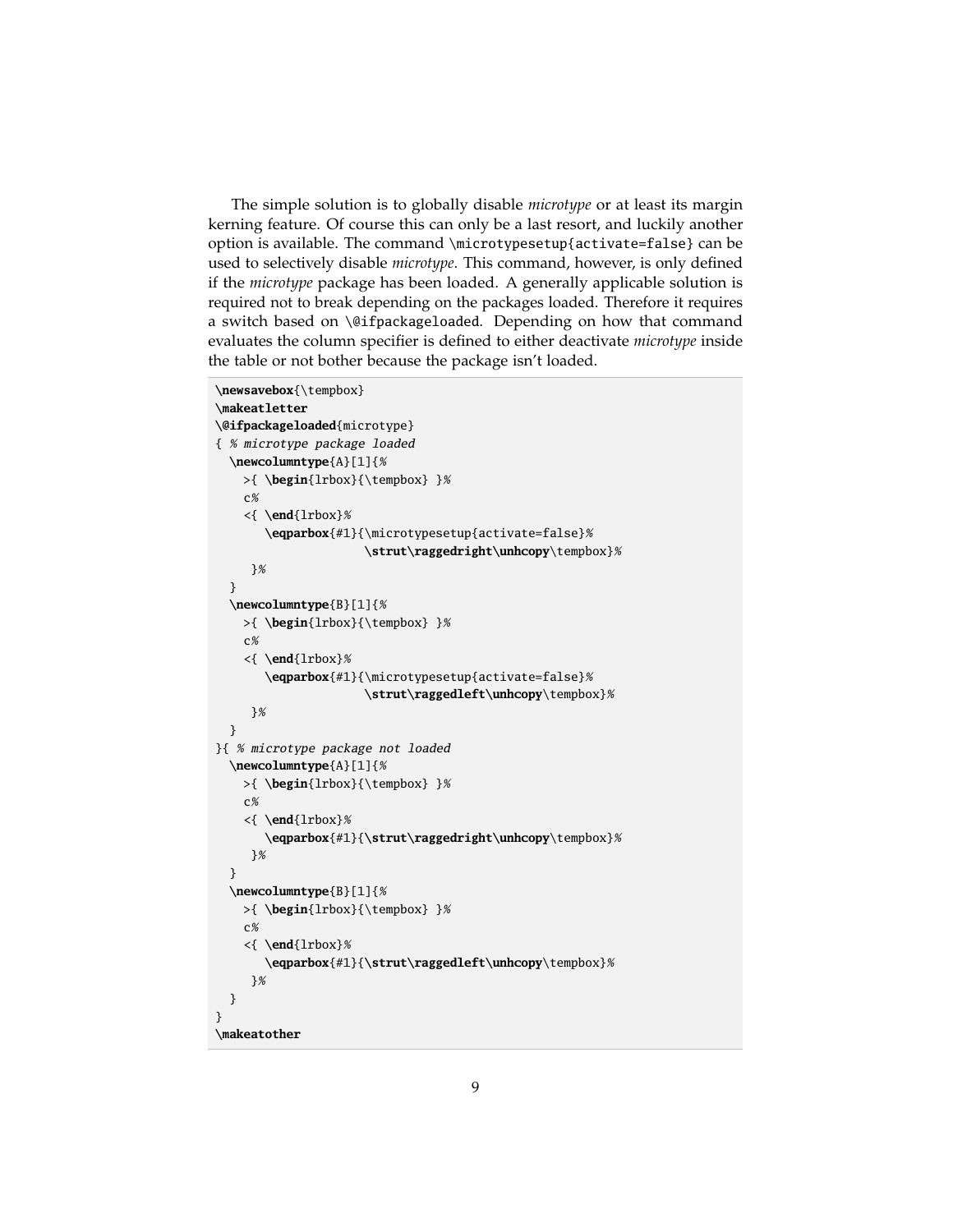The simple solution is to globally disable *microtype* or at least its margin kerning feature. Of course this can only be a last resort, and luckily another option is available. The command `\microtypesetup{activate=false}` can be used to selectively disable *microtype*. This command, however, is only defined if the *microtype* package has been loaded. A generally applicable solution is required not to break depending on the packages loaded. Therefore it requires a switch based on `\@ifpackageloaded`. Depending on how that command evaluates the column specifier is defined to either deactivate *microtype* inside the table or not bother because the package isn't loaded.

```
\newsavebox{\tempbox}
\makeatletter
\@ifpackageloaded{microtype}
{ % microtype package loaded
  \newcolumntype{A}[1]{%
    >{ \begin{lrbox}{\tempbox} }%
    c%
    <{ \end{lrbox}%
       \eqparbox{#1}{\microtypesetup{activate=false}%
                     \strut\raggedright\unhcopy\tempbox}%
     }%
  }
  \newcolumntype{B}[1]{%
    >{ \begin{lrbox}{\tempbox} }%
    c%
    <{ \end{lrbox}%
       \eqparbox{#1}{\microtypesetup{activate=false}%
                     \strut\raggedleft\unhcopy\tempbox}%
     }%
  }
}{ % microtype package not loaded
  \newcolumntype{A}[1]{%
    >{ \begin{lrbox}{\tempbox} }%
    c%
    <{ \end{lrbox}%
       \eqparbox{#1}{\strut\raggedright\unhcopy\tempbox}%
     }%
  }
  \newcolumntype{B}[1]{%
    >{ \begin{lrbox}{\tempbox} }%
    c%
    <{ \end{lrbox}%
       \eqparbox{#1}{\strut\raggedleft\unhcopy\tempbox}%
     }%
  }
}
\makeatother
```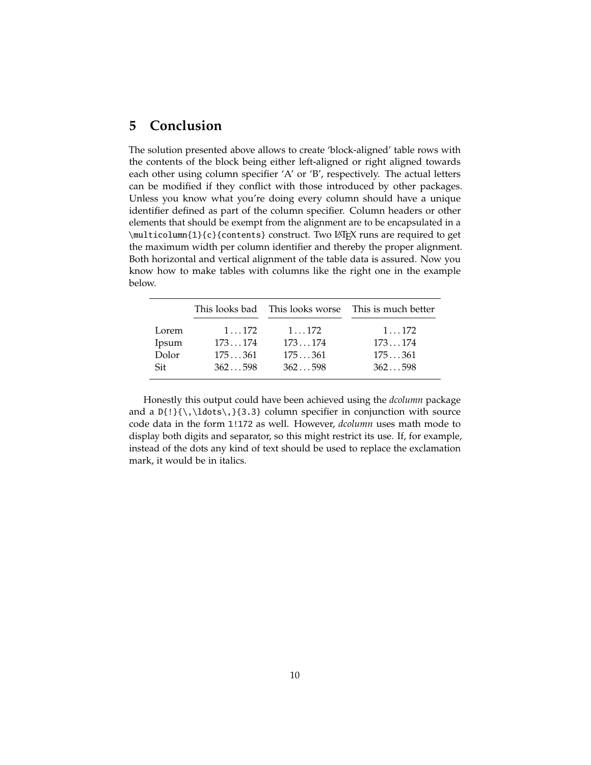## 5 Conclusion

The solution presented above allows to create 'block-aligned' table rows with the contents of the block being either left-aligned or right aligned towards each other using column specifier 'A' or 'B', respectively. The actual letters can be modified if they conflict with those introduced by other packages. Unless you know what you're doing every column should have a unique identifier defined as part of the column specifier. Column headers or other elements that should be exempt from the alignment are to be encapsulated in a `\multicolumn{1}{c}{contents}` construct. Two LaTeX runs are required to get the maximum width per column identifier and thereby the proper alignment. Both horizontal and vertical alignment of the table data is assured. Now you know how to make tables with columns like the right one in the example below.

| | This looks bad | This looks worse | This is much better |
|---|---|---|---|
| Lorem | 1...172 | 1...172 | 1...172 |
| Ipsum | 173...174 | 173...174 | 173...174 |
| Dolor | 175...361 | 175...361 | 175...361 |
| Sit | 362...598 | 362...598 | 362...598 |

Honestly this output could have been achieved using the *dcolumn* package and a `D{!}{\,\ldots\,}{3.3}` column specifier in conjunction with source code data in the form `1!172` as well. However, *dcolumn* uses math mode to display both digits and separator, so this might restrict its use. If, for example, instead of the dots any kind of text should be used to replace the exclamation mark, it would be in italics.